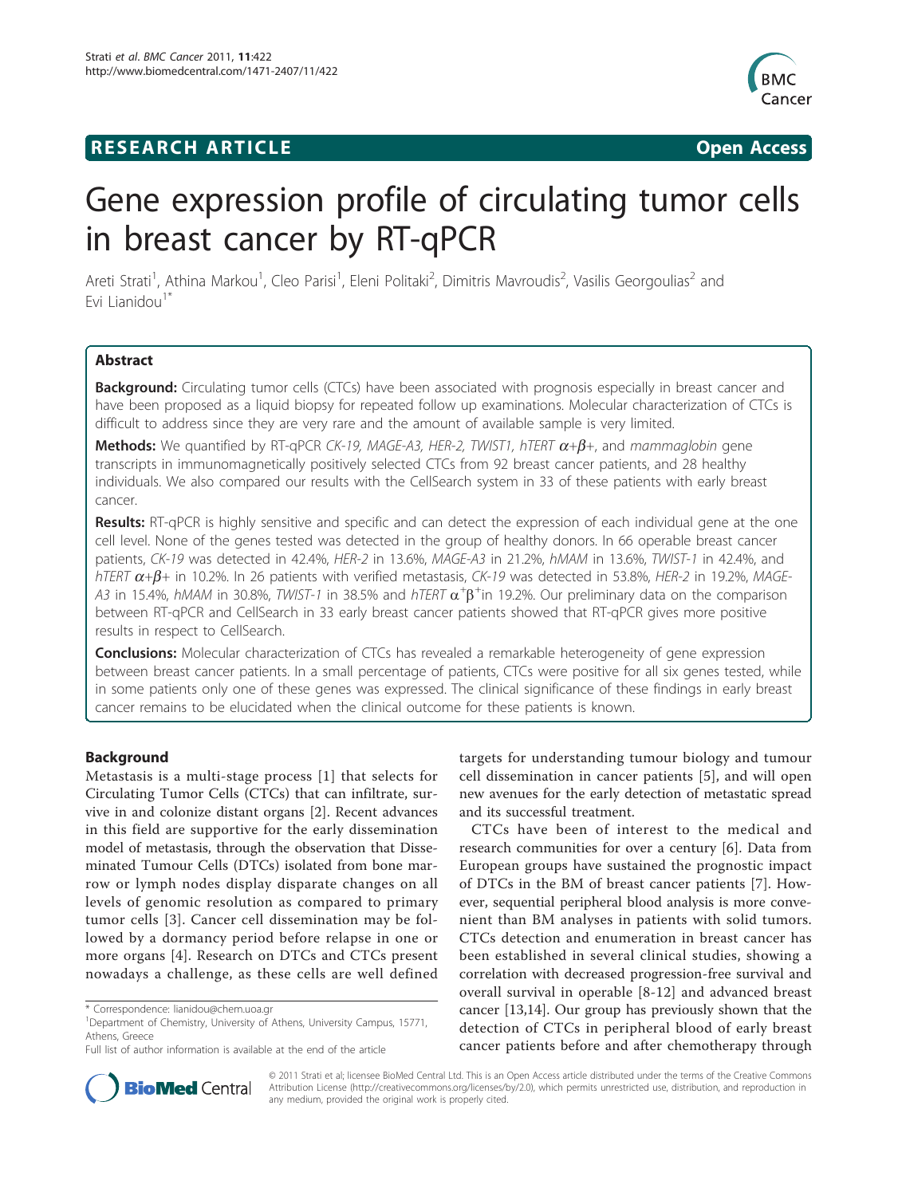**RESEARCH ARTICLE** **Open Access**

# Gene expression profile of circulating tumor cells in breast cancer by RT-qPCR

Areti Strati[1], Athina Markou[1], Cleo Parisi[1], Eleni Politaki[2], Dimitris Mavroudis[2], Vasilis Georgoulias[2] and Evi Lianidou[1*]

## Abstract

**Background:** Circulating tumor cells (CTCs) have been associated with prognosis especially in breast cancer and have been proposed as a liquid biopsy for repeated follow up examinations. Molecular characterization of CTCs is difficult to address since they are very rare and the amount of available sample is very limited.

**Methods:** We quantified by RT-qPCR *CK-19, MAGE-A3, HER-2, TWIST1, hTERT* $\alpha+\beta+$, and *mammaglobin* gene transcripts in immunomagnetically positively selected CTCs from 92 breast cancer patients, and 28 healthy individuals. We also compared our results with the CellSearch system in 33 of these patients with early breast cancer.

**Results:** RT-qPCR is highly sensitive and specific and can detect the expression of each individual gene at the one cell level. None of the genes tested was detected in the group of healthy donors. In 66 operable breast cancer patients, *CK-19* was detected in 42.4%, *HER-2* in 13.6%, *MAGE-A3* in 21.2%, *hMAM* in 13.6%, *TWIST-1* in 42.4%, and *hTERT* $\alpha+\beta+$ in 10.2%. In 26 patients with verified metastasis, *CK-19* was detected in 53.8%, *HER-2* in 19.2%, *MAGE-A3* in 15.4%, *hMAM* in 30.8%, *TWIST-1* in 38.5% and *hTERT* $\alpha^{+}\beta^{+}$in 19.2%. Our preliminary data on the comparison between RT-qPCR and CellSearch in 33 early breast cancer patients showed that RT-qPCR gives more positive results in respect to CellSearch.

**Conclusions:** Molecular characterization of CTCs has revealed a remarkable heterogeneity of gene expression between breast cancer patients. In a small percentage of patients, CTCs were positive for all six genes tested, while in some patients only one of these genes was expressed. The clinical significance of these findings in early breast cancer remains to be elucidated when the clinical outcome for these patients is known.

## Background

Metastasis is a multi-stage process [1] that selects for Circulating Tumor Cells (CTCs) that can infiltrate, survive in and colonize distant organs [2]. Recent advances in this field are supportive for the early dissemination model of metastasis, through the observation that Disseminated Tumour Cells (DTCs) isolated from bone marrow or lymph nodes display disparate changes on all levels of genomic resolution as compared to primary tumor cells [3]. Cancer cell dissemination may be followed by a dormancy period before relapse in one or more organs [4]. Research on DTCs and CTCs present nowadays a challenge, as these cells are well defined targets for understanding tumour biology and tumour cell dissemination in cancer patients [5], and will open new avenues for the early detection of metastatic spread and its successful treatment.

CTCs have been of interest to the medical and research communities for over a century [6]. Data from European groups have sustained the prognostic impact of DTCs in the BM of breast cancer patients [7]. However, sequential peripheral blood analysis is more convenient than BM analyses in patients with solid tumors. CTCs detection and enumeration in breast cancer has been established in several clinical studies, showing a correlation with decreased progression-free survival and overall survival in operable [8-12] and advanced breast cancer [13,14]. Our group has previously shown that the detection of CTCs in peripheral blood of early breast cancer patients before and after chemotherapy through

\* Correspondence: lianidou@chem.uoa.gr
[1]Department of Chemistry, University of Athens, University Campus, 15771, Athens, Greece
Full list of author information is available at the end of the article

© 2011 Strati et al; licensee BioMed Central Ltd. This is an Open Access article distributed under the terms of the Creative Commons Attribution License (http://creativecommons.org/licenses/by/2.0), which permits unrestricted use, distribution, and reproduction in any medium, provided the original work is properly cited.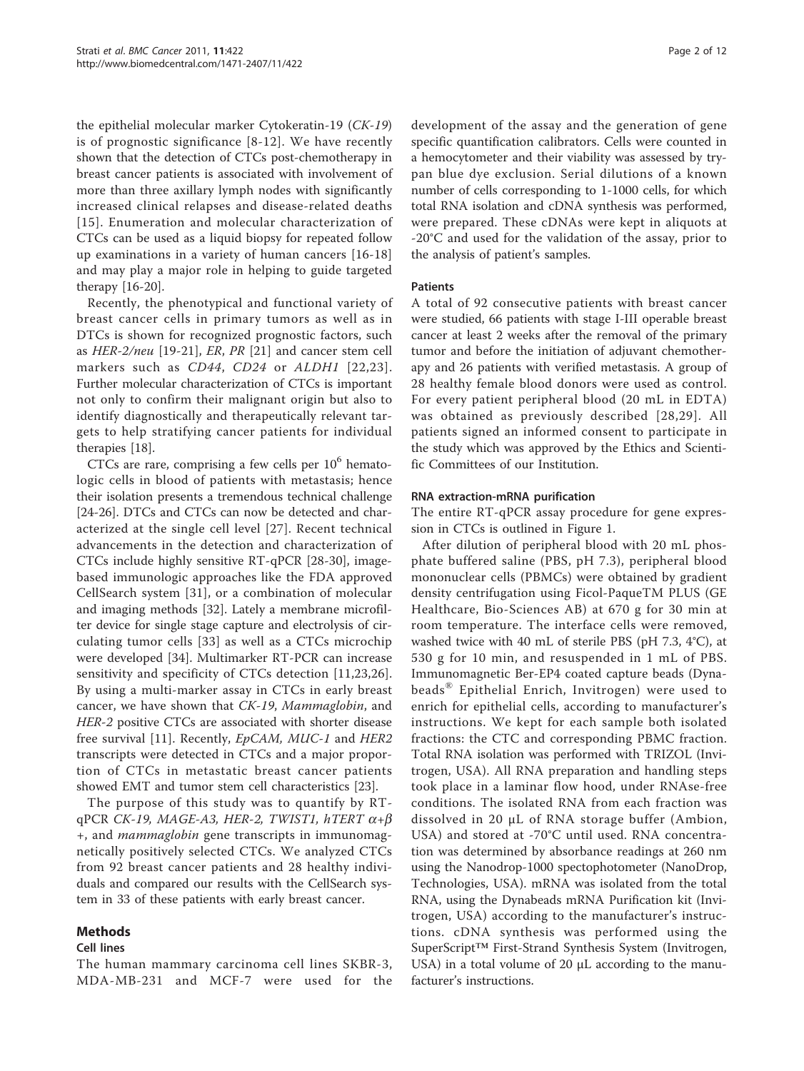the epithelial molecular marker Cytokeratin-19 (*CK-19*) is of prognostic significance [8-12]. We have recently shown that the detection of CTCs post-chemotherapy in breast cancer patients is associated with involvement of more than three axillary lymph nodes with significantly increased clinical relapses and disease-related deaths [15]. Enumeration and molecular characterization of CTCs can be used as a liquid biopsy for repeated follow up examinations in a variety of human cancers [16-18] and may play a major role in helping to guide targeted therapy [16-20].

Recently, the phenotypical and functional variety of breast cancer cells in primary tumors as well as in DTCs is shown for recognized prognostic factors, such as *HER-2/neu* [19-21], *ER*, *PR* [21] and cancer stem cell markers such as *CD44*, *CD24* or *ALDH1* [22,23]. Further molecular characterization of CTCs is important not only to confirm their malignant origin but also to identify diagnostically and therapeutically relevant targets to help stratifying cancer patients for individual therapies [18].

CTCs are rare, comprising a few cells per $10^6$ hematologic cells in blood of patients with metastasis; hence their isolation presents a tremendous technical challenge [24-26]. DTCs and CTCs can now be detected and characterized at the single cell level [27]. Recent technical advancements in the detection and characterization of CTCs include highly sensitive RT-qPCR [28-30], image-based immunologic approaches like the FDA approved CellSearch system [31], or a combination of molecular and imaging methods [32]. Lately a membrane microfilter device for single stage capture and electrolysis of circulating tumor cells [33] as well as a CTCs microchip were developed [34]. Multimarker RT-PCR can increase sensitivity and specificity of CTCs detection [11,23,26]. By using a multi-marker assay in CTCs in early breast cancer, we have shown that *CK-19*, *Mammaglobin*, and *HER-2* positive CTCs are associated with shorter disease free survival [11]. Recently, *EpCAM, MUC-1* and *HER2* transcripts were detected in CTCs and a major proportion of CTCs in metastatic breast cancer patients showed EMT and tumor stem cell characteristics [23].

The purpose of this study was to quantify by RT-qPCR *CK-19, MAGE-A3, HER-2, TWIST1, hTERT* $\alpha+\beta$+, and *mammaglobin* gene transcripts in immunomagnetically positively selected CTCs. We analyzed CTCs from 92 breast cancer patients and 28 healthy individuals and compared our results with the CellSearch system in 33 of these patients with early breast cancer.

## Methods

### Cell lines

The human mammary carcinoma cell lines SKBR-3, MDA-MB-231 and MCF-7 were used for the development of the assay and the generation of gene specific quantification calibrators. Cells were counted in a hemocytometer and their viability was assessed by trypan blue dye exclusion. Serial dilutions of a known number of cells corresponding to 1-1000 cells, for which total RNA isolation and cDNA synthesis was performed, were prepared. These cDNAs were kept in aliquots at -20°C and used for the validation of the assay, prior to the analysis of patient's samples.

### Patients

A total of 92 consecutive patients with breast cancer were studied, 66 patients with stage I-III operable breast cancer at least 2 weeks after the removal of the primary tumor and before the initiation of adjuvant chemotherapy and 26 patients with verified metastasis. A group of 28 healthy female blood donors were used as control. For every patient peripheral blood (20 mL in EDTA) was obtained as previously described [28,29]. All patients signed an informed consent to participate in the study which was approved by the Ethics and Scientific Committees of our Institution.

### RNA extraction-mRNA purification

The entire RT-qPCR assay procedure for gene expression in CTCs is outlined in Figure 1.

After dilution of peripheral blood with 20 mL phosphate buffered saline (PBS, pH 7.3), peripheral blood mononuclear cells (PBMCs) were obtained by gradient density centrifugation using Ficol-PaqueTM PLUS (GE Healthcare, Bio-Sciences AB) at 670 g for 30 min at room temperature. The interface cells were removed, washed twice with 40 mL of sterile PBS (pH 7.3, 4°C), at 530 g for 10 min, and resuspended in 1 mL of PBS. Immunomagnetic Ber-EP4 coated capture beads (Dynabeads® Epithelial Enrich, Invitrogen) were used to enrich for epithelial cells, according to manufacturer's instructions. We kept for each sample both isolated fractions: the CTC and corresponding PBMC fraction. Total RNA isolation was performed with TRIZOL (Invitrogen, USA). All RNA preparation and handling steps took place in a laminar flow hood, under RNAse-free conditions. The isolated RNA from each fraction was dissolved in 20 μL of RNA storage buffer (Ambion, USA) and stored at -70°C until used. RNA concentration was determined by absorbance readings at 260 nm using the Nanodrop-1000 spectophotometer (NanoDrop, Technologies, USA). mRNA was isolated from the total RNA, using the Dynabeads mRNA Purification kit (Invitrogen, USA) according to the manufacturer's instructions. cDNA synthesis was performed using the SuperScript™ First-Strand Synthesis System (Invitrogen, USA) in a total volume of 20 μL according to the manufacturer's instructions.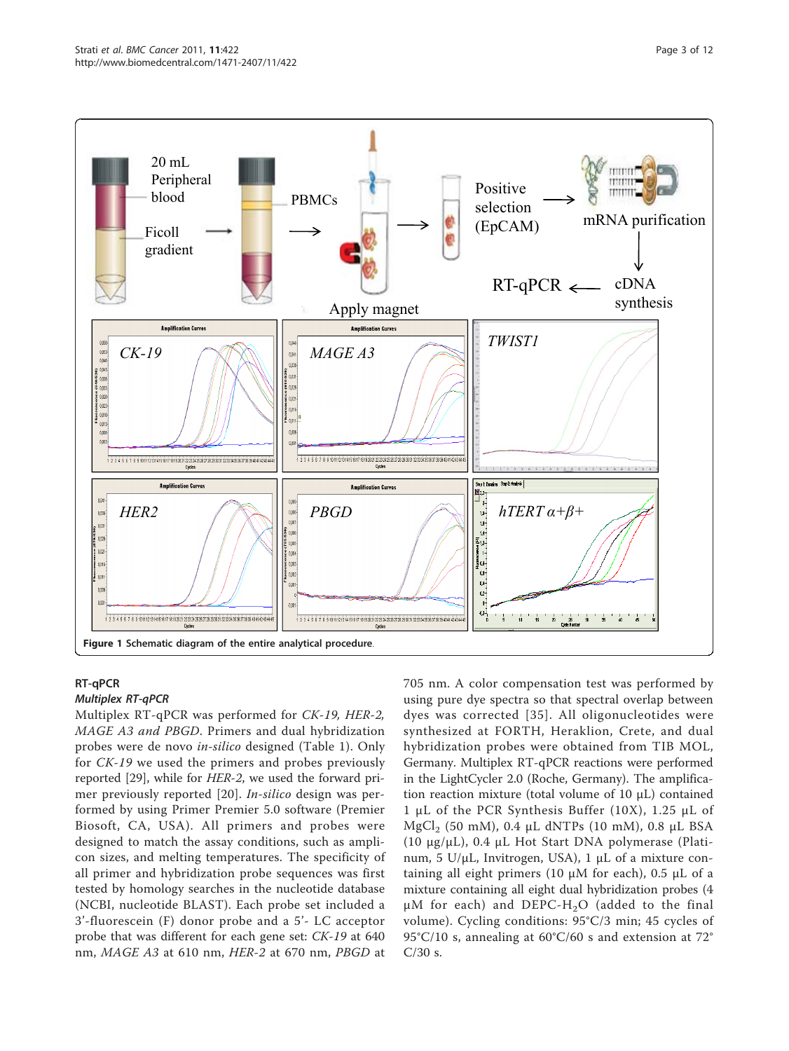Figure 1 Schematic diagram of the entire analytical procedure.

## RT-qPCR

### Multiplex RT-qPCR

Multiplex RT-qPCR was performed for *CK-19, HER-2, MAGE A3 and PBGD*. Primers and dual hybridization probes were de novo *in-silico* designed (Table 1). Only for *CK-19* we used the primers and probes previously reported [29], while for *HER-2*, we used the forward primer previously reported [20]. *In-silico* design was performed by using Primer Premier 5.0 software (Premier Biosoft, CA, USA). All primers and probes were designed to match the assay conditions, such as amplicon sizes, and melting temperatures. The specificity of all primer and hybridization probe sequences was first tested by homology searches in the nucleotide database (NCBI, nucleotide BLAST). Each probe set included a 3'-fluorescein (F) donor probe and a 5'- LC acceptor probe that was different for each gene set: *CK-19* at 640 nm, *MAGE A3* at 610 nm, *HER-2* at 670 nm, *PBGD* at 705 nm. A color compensation test was performed by using pure dye spectra so that spectral overlap between dyes was corrected [35]. All oligonucleotides were synthesized at FORTH, Heraklion, Crete, and dual hybridization probes were obtained from TIB MOL, Germany. Multiplex RT-qPCR reactions were performed in the LightCycler 2.0 (Roche, Germany). The amplification reaction mixture (total volume of 10 μL) contained 1 μL of the PCR Synthesis Buffer (10X), 1.25 μL of $MgCl_2$ (50 mM), 0.4 μL dNTPs (10 mM), 0.8 μL BSA (10 μg/μL), 0.4 μL Hot Start DNA polymerase (Platinum, 5 U/μL, Invitrogen, USA), 1 μL of a mixture containing all eight primers (10 μM for each), 0.5 μL of a mixture containing all eight dual hybridization probes (4 μM for each) and DEPC-$H_2O$ (added to the final volume). Cycling conditions: 95°C/3 min; 45 cycles of 95°C/10 s, annealing at 60°C/60 s and extension at 72° C/30 s.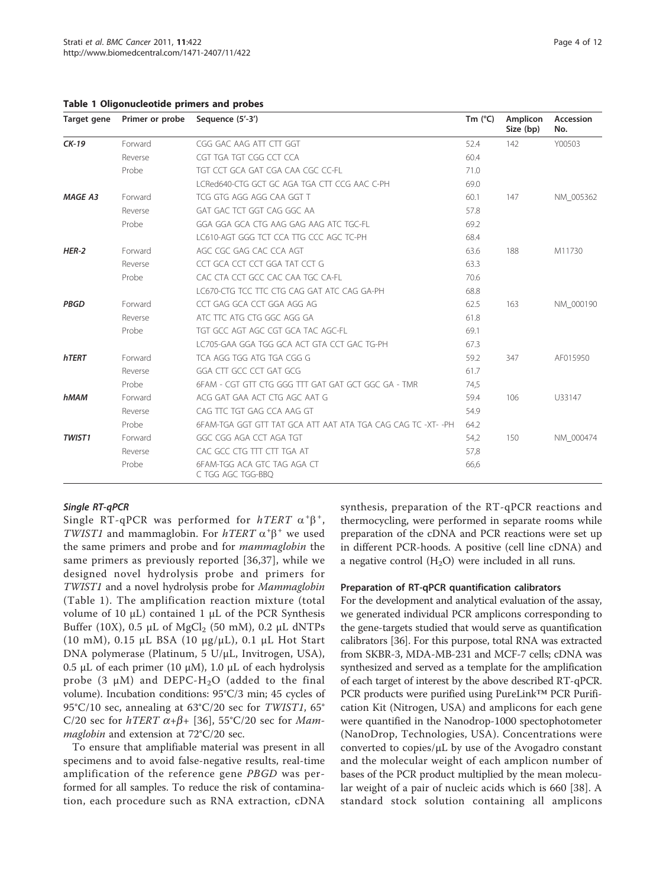**Table 1 Oligonucleotide primers and probes**

| Target gene | Primer or probe | Sequence (5'-3') | Tm (°C) | Amplicon Size (bp) | Accession No. |
|---|---|---|---|---|---|
| ***CK-19*** | Forward | CGG GAC AAG ATT CTT GGT | 52.4 | 142 | Y00503 |
| | Reverse | CGT TGA TGT CGG CCT CCA | 60.4 | | |
| | Probe | TGT CCT GCA GAT CGA CAA CGC CC-FL | 71.0 | | |
| | | LCRed640-CTG GCT GC AGA TGA CTT CCG AAC C-PH | 69.0 | | |
| ***MAGE A3*** | Forward | TCG GTG AGG AGG CAA GGT T | 60.1 | 147 | NM_005362 |
| | Reverse | GAT GAC TCT GGT CAG GGC AA | 57.8 | | |
| | Probe | GGA GGA GCA CTG AAG GAG AAG ATC TGC-FL | 69.2 | | |
| | | LC610-AGT GGG TCT CCA TTG CCC AGC TC-PH | 68.4 | | |
| ***HER-2*** | Forward | AGC CGC GAG CAC CCA AGT | 63.6 | 188 | M11730 |
| | Reverse | CCT GCA CCT CCT GGA TAT CCT G | 63.3 | | |
| | Probe | CAC CTA CCT GCC CAC CAA TGC CA-FL | 70.6 | | |
| | | LC670-CTG TCC TTC CTG CAG GAT ATC CAG GA-PH | 68.8 | | |
| ***PBGD*** | Forward | CCT GAG GCA CCT GGA AGG AG | 62.5 | 163 | NM_000190 |
| | Reverse | ATC TTC ATG CTG GGC AGG GA | 61.8 | | |
| | Probe | TGT GCC AGT AGC CGT GCA TAC AGC-FL | 69.1 | | |
| | | LC705-GAA GGA TGG GCA ACT GTA CCT GAC TG-PH | 67.3 | | |
| ***hTERT*** | Forward | TCA AGG TGG ATG TGA CGG G | 59.2 | 347 | AF015950 |
| | Reverse | GGA CTT GCC CCT GAT GCG | 61.7 | | |
| | Probe | 6FAM - CGT GTT CTG GGG TTT GAT GAT GCT GGC GA - TMR | 74,5 | | |
| ***hMAM*** | Forward | ACG GAT GAA ACT CTG AGC AAT G | 59.4 | 106 | U33147 |
| | Reverse | CAG TTC TGT GAG CCA AAG GT | 54.9 | | |
| | Probe | 6FAM-TGA GGT GTT TAT GCA ATT AAT ATA TGA CAG CAG TC -XT- -PH | 64.2 | | |
| ***TWIST1*** | Forward | GGC CGG AGA CCT AGA TGT | 54,2 | 150 | NM_000474 |
| | Reverse | CAC GCC CTG TTT CTT TGA AT | 57,8 | | |
| | Probe | 6FAM-TGG ACA GTC TAG AGA CT C TGG AGC TGG-BBQ | 66,6 | | |

### *Single RT-qPCR*

Single RT-qPCR was performed for *hTERT* $\alpha^+\beta^+$, *TWIST1* and mammaglobin. For *hTERT* $\alpha^+\beta^+$ we used the same primers and probe and for *mammaglobin* the same primers as previously reported [36,37], while we designed novel hydrolysis probe and primers for *TWIST1* and a novel hydrolysis probe for *Mammaglobin* (Table 1). The amplification reaction mixture (total volume of 10 μL) contained 1 μL of the PCR Synthesis Buffer (10X), 0.5 μL of $MgCl_2$ (50 mM), 0.2 μL dNTPs (10 mM), 0.15 μL BSA (10 μg/μL), 0.1 μL Hot Start DNA polymerase (Platinum, 5 U/μL, Invitrogen, USA), 0.5 μL of each primer (10 μM), 1.0 μL of each hydrolysis probe (3 μM) and DEPC-$H_2O$ (added to the final volume). Incubation conditions: 95°C/3 min; 45 cycles of 95°C/10 sec, annealing at 63°C/20 sec for *TWIST1*, 65° C/20 sec for *hTERT* $\alpha+\beta+$ [36], 55°C/20 sec for *Mammaglobin* and extension at 72°C/20 sec.

To ensure that amplifiable material was present in all specimens and to avoid false-negative results, real-time amplification of the reference gene *PBGD* was performed for all samples. To reduce the risk of contamination, each procedure such as RNA extraction, cDNA synthesis, preparation of the RT-qPCR reactions and thermocycling, were performed in separate rooms while preparation of the cDNA and PCR reactions were set up in different PCR-hoods. A positive (cell line cDNA) and a negative control ($H_2O$) were included in all runs.

#### Preparation of RT-qPCR quantification calibrators

For the development and analytical evaluation of the assay, we generated individual PCR amplicons corresponding to the gene-targets studied that would serve as quantification calibrators [36]. For this purpose, total RNA was extracted from SKBR-3, MDA-MB-231 and MCF-7 cells; cDNA was synthesized and served as a template for the amplification of each target of interest by the above described RT-qPCR. PCR products were purified using PureLink™ PCR Purification Kit (Nitrogen, USA) and amplicons for each gene were quantified in the Nanodrop-1000 spectophotometer (NanoDrop, Technologies, USA). Concentrations were converted to copies/μL by use of the Avogadro constant and the molecular weight of each amplicon number of bases of the PCR product multiplied by the mean molecular weight of a pair of nucleic acids which is 660 [38]. A standard stock solution containing all amplicons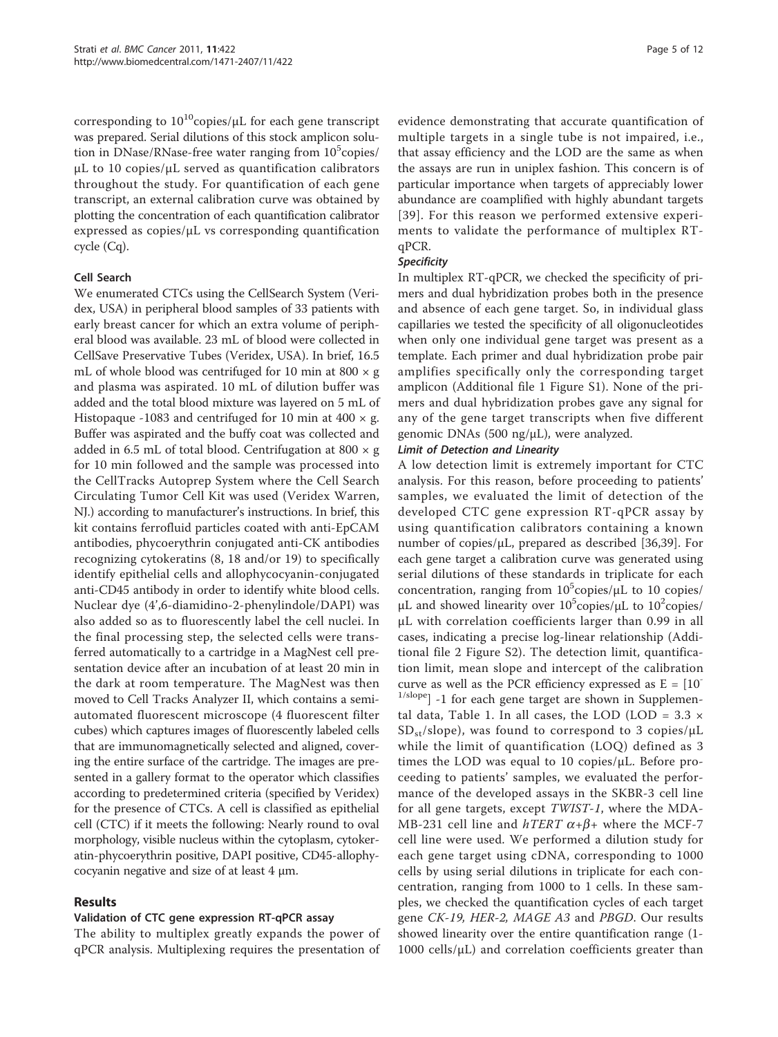corresponding to $10^{10}$copies/μL for each gene transcript was prepared. Serial dilutions of this stock amplicon solution in DNase/RNase-free water ranging from $10^5$copies/μL to 10 copies/μL served as quantification calibrators throughout the study. For quantification of each gene transcript, an external calibration curve was obtained by plotting the concentration of each quantification calibrator expressed as copies/μL vs corresponding quantification cycle (Cq).

### Cell Search

We enumerated CTCs using the CellSearch System (Veridex, USA) in peripheral blood samples of 33 patients with early breast cancer for which an extra volume of peripheral blood was available. 23 mL of blood were collected in CellSave Preservative Tubes (Veridex, USA). In brief, 16.5 mL of whole blood was centrifuged for 10 min at 800 × g and plasma was aspirated. 10 mL of dilution buffer was added and the total blood mixture was layered on 5 mL of Histopaque -1083 and centrifuged for 10 min at 400 × g. Buffer was aspirated and the buffy coat was collected and added in 6.5 mL of total blood. Centrifugation at 800 × g for 10 min followed and the sample was processed into the CellTracks Autoprep System where the Cell Search Circulating Tumor Cell Kit was used (Veridex Warren, NJ.) according to manufacturer's instructions. In brief, this kit contains ferrofluid particles coated with anti-EpCAM antibodies, phycoerythrin conjugated anti-CK antibodies recognizing cytokeratins (8, 18 and/or 19) to specifically identify epithelial cells and allophycocyanin-conjugated anti-CD45 antibody in order to identify white blood cells. Nuclear dye (4',6-diamidino-2-phenylindole/DAPI) was also added so as to fluorescently label the cell nuclei. In the final processing step, the selected cells were transferred automatically to a cartridge in a MagNest cell presentation device after an incubation of at least 20 min in the dark at room temperature. The MagNest was then moved to Cell Tracks Analyzer II, which contains a semi-automated fluorescent microscope (4 fluorescent filter cubes) which captures images of fluorescently labeled cells that are immunomagnetically selected and aligned, covering the entire surface of the cartridge. The images are presented in a gallery format to the operator which classifies according to predetermined criteria (specified by Veridex) for the presence of CTCs. A cell is classified as epithelial cell (CTC) if it meets the following: Nearly round to oval morphology, visible nucleus within the cytoplasm, cytokeratin-phycoerythrin positive, DAPI positive, CD45-allophycocyanin negative and size of at least 4 μm.

## Results

### Validation of CTC gene expression RT-qPCR assay

The ability to multiplex greatly expands the power of qPCR analysis. Multiplexing requires the presentation of evidence demonstrating that accurate quantification of multiple targets in a single tube is not impaired, i.e., that assay efficiency and the LOD are the same as when the assays are run in uniplex fashion. This concern is of particular importance when targets of appreciably lower abundance are coamplified with highly abundant targets [39]. For this reason we performed extensive experiments to validate the performance of multiplex RT-qPCR.

#### *Specificity*

In multiplex RT-qPCR, we checked the specificity of primers and dual hybridization probes both in the presence and absence of each gene target. So, in individual glass capillaries we tested the specificity of all oligonucleotides when only one individual gene target was present as a template. Each primer and dual hybridization probe pair amplifies specifically only the corresponding target amplicon (Additional file 1 Figure S1). None of the primers and dual hybridization probes gave any signal for any of the gene target transcripts when five different genomic DNAs (500 ng/μL), were analyzed.

#### *Limit of Detection and Linearity*

A low detection limit is extremely important for CTC analysis. For this reason, before proceeding to patients' samples, we evaluated the limit of detection of the developed CTC gene expression RT-qPCR assay by using quantification calibrators containing a known number of copies/μL, prepared as described [36,39]. For each gene target a calibration curve was generated using serial dilutions of these standards in triplicate for each concentration, ranging from $10^5$copies/μL to 10 copies/μL and showed linearity over $10^5$copies/μL to $10^2$copies/μL with correlation coefficients larger than 0.99 in all cases, indicating a precise log-linear relationship (Additional file 2 Figure S2). The detection limit, quantification limit, mean slope and intercept of the calibration curve as well as the PCR efficiency expressed as $E = [10^{-1/slope}] - 1$ for each gene target are shown in Supplemental data, Table 1. In all cases, the LOD ($LOD = 3.3 \times SD_{st}/slope$), was found to correspond to 3 copies/μL while the limit of quantification (LOQ) defined as 3 times the LOD was equal to 10 copies/μL. Before proceeding to patients' samples, we evaluated the performance of the developed assays in the SKBR-3 cell line for all gene targets, except *TWIST-1*, where the MDA-MB-231 cell line and *hTERT* $\alpha+\beta+$ where the MCF-7 cell line were used. We performed a dilution study for each gene target using cDNA, corresponding to 1000 cells by using serial dilutions in triplicate for each concentration, ranging from 1000 to 1 cells. In these samples, we checked the quantification cycles of each target gene *CK-19, HER-2, MAGE A3* and *PBGD*. Our results showed linearity over the entire quantification range (1-1000 cells/μL) and correlation coefficients greater than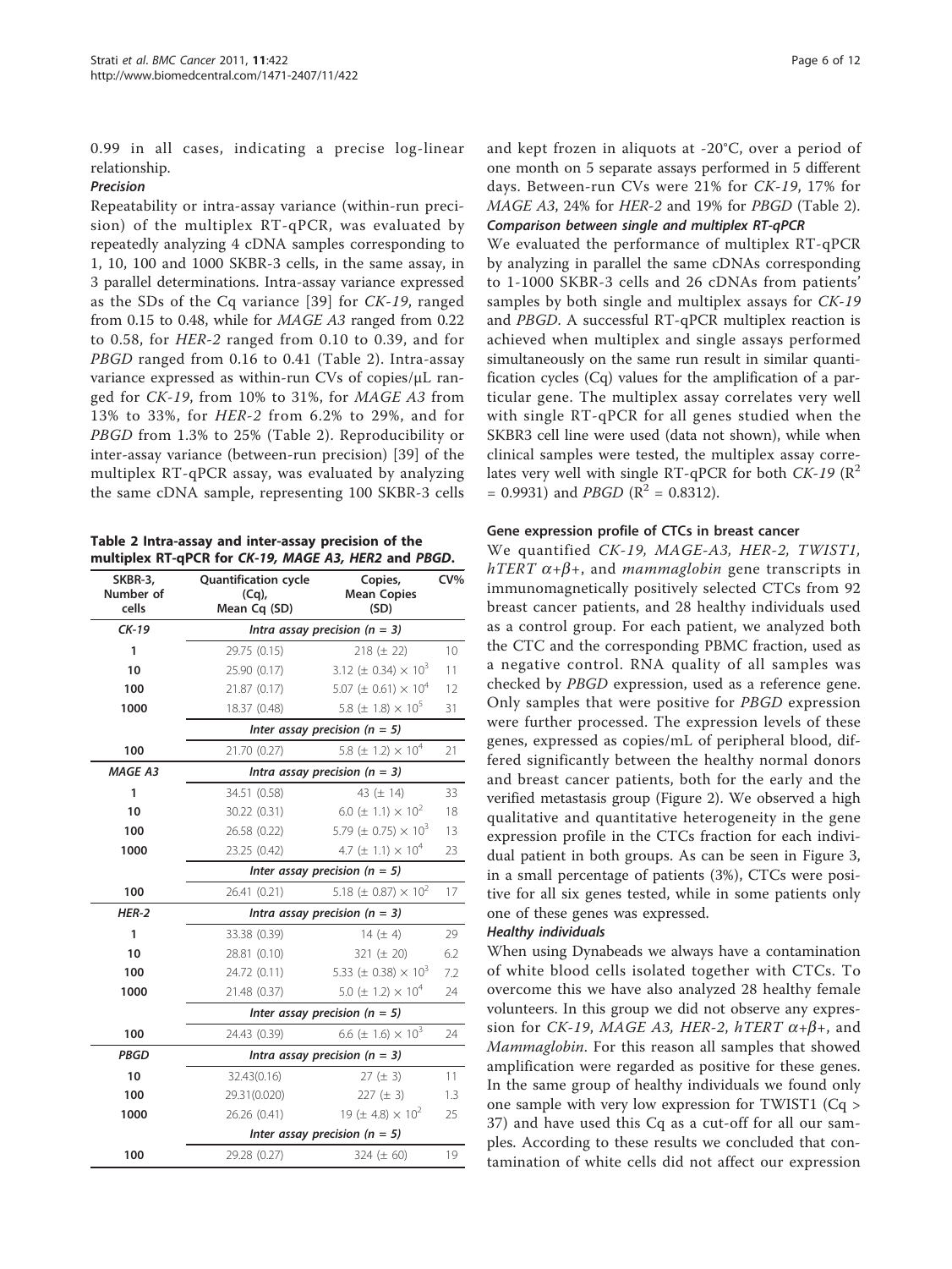0.99 in all cases, indicating a precise log-linear relationship.

#### *Precision*

Repeatability or intra-assay variance (within-run precision) of the multiplex RT-qPCR, was evaluated by repeatedly analyzing 4 cDNA samples corresponding to 1, 10, 100 and 1000 SKBR-3 cells, in the same assay, in 3 parallel determinations. Intra-assay variance expressed as the SDs of the Cq variance [39] for *CK-19*, ranged from 0.15 to 0.48, while for *MAGE A3* ranged from 0.22 to 0.58, for *HER-2* ranged from 0.10 to 0.39, and for *PBGD* ranged from 0.16 to 0.41 (Table 2). Intra-assay variance expressed as within-run CVs of copies/μL ranged for *CK-19*, from 10% to 31%, for *MAGE A3* from 13% to 33%, for *HER-2* from 6.2% to 29%, and for *PBGD* from 1.3% to 25% (Table 2). Reproducibility or inter-assay variance (between-run precision) [39] of the multiplex RT-qPCR assay, was evaluated by analyzing the same cDNA sample, representing 100 SKBR-3 cells and kept frozen in aliquots at -20°C, over a period of one month on 5 separate assays performed in 5 different days. Between-run CVs were 21% for *CK-19*, 17% for *MAGE A3*, 24% for *HER-2* and 19% for *PBGD* (Table 2).

**Table 2 Intra-assay and inter-assay precision of the multiplex RT-qPCR for *CK-19, MAGE A3, HER2* and *PBGD*.**

| SKBR-3, Number of cells | Quantification cycle (Cq), Mean Cq (SD) | Copies, Mean Copies (SD) | CV% |
|---|---|---|---|
| ***CK-19*** | *Intra assay precision (n = 3)* | | |
| 1 | 29.75 (0.15) | 218 (± 22) | 10 |
| 10 | 25.90 (0.17) | $3.12 (\pm 0.34) \times 10^3$ | 11 |
| 100 | 21.87 (0.17) | $5.07 (\pm 0.61) \times 10^4$ | 12 |
| 1000 | 18.37 (0.48) | $5.8 (\pm 1.8) \times 10^5$ | 31 |
| | *Inter assay precision (n = 5)* | | |
| 100 | 21.70 (0.27) | $5.8 (\pm 1.2) \times 10^4$ | 21 |
| ***MAGE A3*** | *Intra assay precision (n = 3)* | | |
| 1 | 34.51 (0.58) | 43 (± 14) | 33 |
| 10 | 30.22 (0.31) | $6.0 (\pm 1.1) \times 10^2$ | 18 |
| 100 | 26.58 (0.22) | $5.79 (\pm 0.75) \times 10^3$ | 13 |
| 1000 | 23.25 (0.42) | $4.7 (\pm 1.1) \times 10^4$ | 23 |
| | *Inter assay precision (n = 5)* | | |
| 100 | 26.41 (0.21) | $5.18 (\pm 0.87) \times 10^2$ | 17 |
| ***HER-2*** | *Intra assay precision (n = 3)* | | |
| 1 | 33.38 (0.39) | 14 (± 4) | 29 |
| 10 | 28.81 (0.10) | 321 (± 20) | 6.2 |
| 100 | 24.72 (0.11) | $5.33 (\pm 0.38) \times 10^3$ | 7.2 |
| 1000 | 21.48 (0.37) | $5.0 (\pm 1.2) \times 10^4$ | 24 |
| | *Inter assay precision (n = 5)* | | |
| 100 | 24.43 (0.39) | $6.6 (\pm 1.6) \times 10^3$ | 24 |
| ***PBGD*** | *Intra assay precision (n = 3)* | | |
| 10 | 32.43(0.16) | 27 (± 3) | 11 |
| 100 | 29.31(0.020) | 227 (± 3) | 1.3 |
| 1000 | 26.26 (0.41) | $19 (\pm 4.8) \times 10^2$ | 25 |
| | *Inter assay precision (n = 5)* | | |
| 100 | 29.28 (0.27) | 324 (± 60) | 19 |

#### *Comparison between single and multiplex RT-qPCR*

We evaluated the performance of multiplex RT-qPCR by analyzing in parallel the same cDNAs corresponding to 1-1000 SKBR-3 cells and 26 cDNAs from patients' samples by both single and multiplex assays for *CK-19* and *PBGD*. A successful RT-qPCR multiplex reaction is achieved when multiplex and single assays performed simultaneously on the same run result in similar quantification cycles (Cq) values for the amplification of a particular gene. The multiplex assay correlates very well with single RT-qPCR for all genes studied when the SKBR3 cell line were used (data not shown), while when clinical samples were tested, the multiplex assay correlates very well with single RT-qPCR for both *CK-19* ($R^2 = 0.9931$) and *PBGD* ($R^2 = 0.8312$).

### Gene expression profile of CTCs in breast cancer

We quantified *CK-19, MAGE-A3, HER-2, TWIST1, hTERT* $\alpha$+$\beta$+, and *mammaglobin* gene transcripts in immunomagnetically positively selected CTCs from 92 breast cancer patients, and 28 healthy individuals used as a control group. For each patient, we analyzed both the CTC and the corresponding PBMC fraction, used as a negative control. RNA quality of all samples was checked by *PBGD* expression, used as a reference gene. Only samples that were positive for *PBGD* expression were further processed. The expression levels of these genes, expressed as copies/mL of peripheral blood, differed significantly between the healthy normal donors and breast cancer patients, both for the early and the verified metastasis group (Figure 2). We observed a high qualitative and quantitative heterogeneity in the gene expression profile in the CTCs fraction for each individual patient in both groups. As can be seen in Figure 3, in a small percentage of patients (3%), CTCs were positive for all six genes tested, while in some patients only one of these genes was expressed.

#### *Healthy individuals*

When using Dynabeads we always have a contamination of white blood cells isolated together with CTCs. To overcome this we have also analyzed 28 healthy female volunteers. In this group we did not observe any expression for *CK-19, MAGE A3, HER-2, hTERT* $\alpha$+$\beta$+, and *Mammaglobin*. For this reason all samples that showed amplification were regarded as positive for these genes. In the same group of healthy individuals we found only one sample with very low expression for TWIST1 (Cq > 37) and have used this Cq as a cut-off for all our samples. According to these results we concluded that contamination of white cells did not affect our expression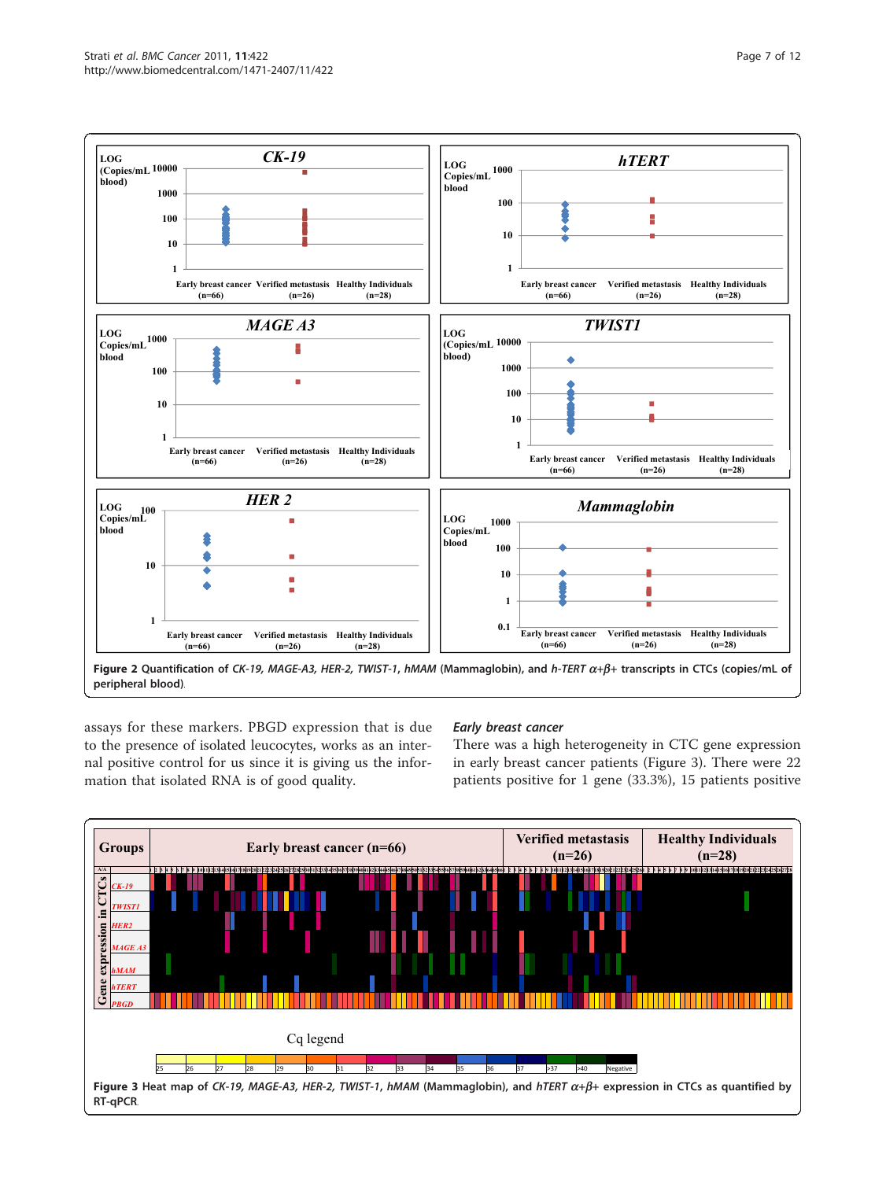Figure 2 Quantification of *CK-19, MAGE-A3, HER-2, TWIST-1, hMAM* (Mammaglobin), and *h-TERT* $\alpha+\beta+$ transcripts in CTCs (copies/mL of peripheral blood).

assays for these markers. PBGD expression that is due to the presence of isolated leucocytes, works as an internal positive control for us since it is giving us the information that isolated RNA is of good quality.

### *Early breast cancer*

There was a high heterogeneity in CTC gene expression in early breast cancer patients (Figure 3). There were 22 patients positive for 1 gene (33.3%), 15 patients positive

Figure 3 Heat map of *CK-19, MAGE-A3, HER-2, TWIST-1, hMAM* (Mammaglobin), and *hTERT* $\alpha+\beta+$ expression in CTCs as quantified by RT-qPCR.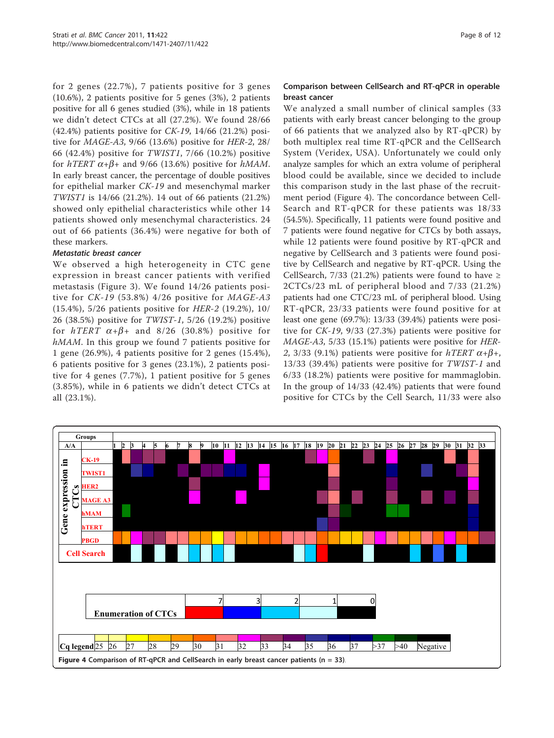for 2 genes (22.7%), 7 patients positive for 3 genes (10.6%), 2 patients positive for 5 genes (3%), 2 patients positive for all 6 genes studied (3%), while in 18 patients we didn't detect CTCs at all (27.2%). We found 28/66 (42.4%) patients positive for *CK-19*, 14/66 (21.2%) positive for *MAGE-A3*, 9/66 (13.6%) positive for *HER-2*, 28/66 (42.4%) positive for *TWIST1*, 7/66 (10.2%) positive for *hTERT* $\alpha+\beta+$ and 9/66 (13.6%) positive for *hMAM*. In early breast cancer, the percentage of double positives for epithelial marker *CK-19* and mesenchymal marker *TWIST1* is 14/66 (21.2%). 14 out of 66 patients (21.2%) showed only epithelial characteristics while other 14 patients showed only mesenchymal characteristics. 24 out of 66 patients (36.4%) were negative for both of these markers.

#### *Metastatic breast cancer*

We observed a high heterogeneity in CTC gene expression in breast cancer patients with verified metastasis (Figure 3). We found 14/26 patients positive for *CK-19* (53.8%) 4/26 positive for *MAGE-A3* (15.4%), 5/26 patients positive for *HER-2* (19.2%), 10/26 (38.5%) positive for *TWIST-1*, 5/26 (19.2%) positive for *hTERT* $\alpha+\beta+$ and 8/26 (30.8%) positive for *hMAM*. In this group we found 7 patients positive for 1 gene (26.9%), 4 patients positive for 2 genes (15.4%), 6 patients positive for 3 genes (23.1%), 2 patients positive for 4 genes (7.7%), 1 patient positive for 5 genes (3.85%), while in 6 patients we didn't detect CTCs at all (23.1%).

### Comparison between CellSearch and RT-qPCR in operable breast cancer

We analyzed a small number of clinical samples (33 patients with early breast cancer belonging to the group of 66 patients that we analyzed also by RT-qPCR) by both multiplex real time RT-qPCR and the CellSearch System (Veridex, USA). Unfortunately we could only analyze samples for which an extra volume of peripheral blood could be available, since we decided to include this comparison study in the last phase of the recruitment period (Figure 4). The concordance between CellSearch and RT-qPCR for these patients was 18/33 (54.5%). Specifically, 11 patients were found positive and 7 patients were found negative for CTCs by both assays, while 12 patients were found positive by RT-qPCR and negative by CellSearch and 3 patients were found positive by CellSearch and negative by RT-qPCR. Using the CellSearch, 7/33 (21.2%) patients were found to have ≥ 2CTCs/23 mL of peripheral blood and 7/33 (21.2%) patients had one CTC/23 mL of peripheral blood. Using RT-qPCR, 23/33 patients were found positive for at least one gene (69.7%): 13/33 (39.4%) patients were positive for *CK-19*, 9/33 (27.3%) patients were positive for *MAGE-A3*, 5/33 (15.1%) patients were positive for *HER-2*, 3/33 (9.1%) patients were positive for *hTERT* $\alpha+\beta+$, 13/33 (39.4%) patients were positive for *TWIST-1* and 6/33 (18.2%) patients were positive for mammaglobin. In the group of 14/33 (42.4%) patients that were found positive for CTCs by the Cell Search, 11/33 were also

**Figure 4** Comparison of RT-qPCR and CellSearch in early breast cancer patients (n = 33).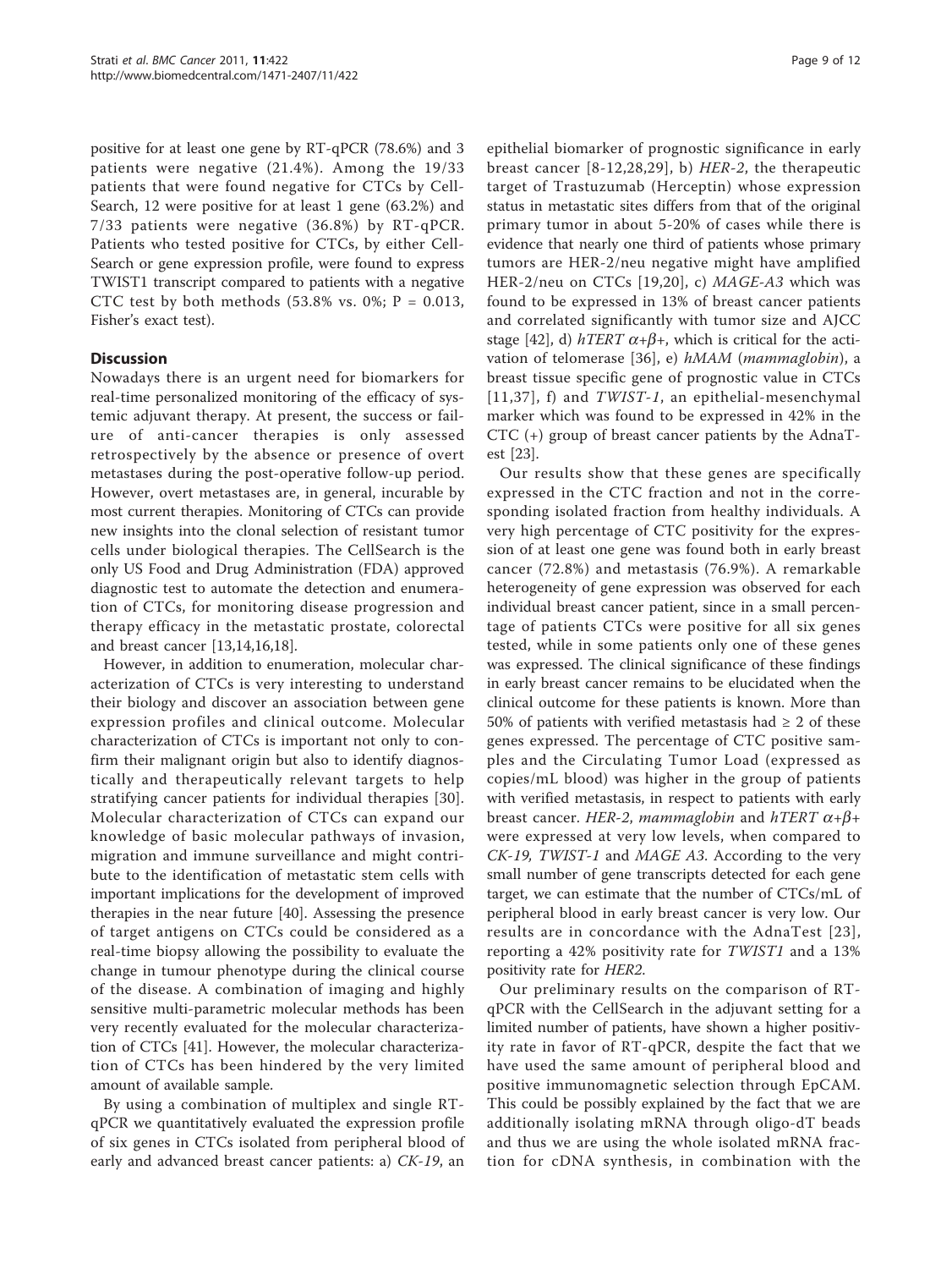positive for at least one gene by RT-qPCR (78.6%) and 3 patients were negative (21.4%). Among the 19/33 patients that were found negative for CTCs by CellSearch, 12 were positive for at least 1 gene (63.2%) and 7/33 patients were negative (36.8%) by RT-qPCR. Patients who tested positive for CTCs, by either CellSearch or gene express profile, were found to express TWIST1 transcript compared to patients with a negative CTC test by both methods (53.8% vs. 0%; P = 0.013, Fisher's exact test).

## Discussion

Nowadays there is an urgent need for biomarkers for real-time personalized monitoring of the efficacy of systemic adjuvant therapy. At present, the success or failure of anti-cancer therapies is only assessed retrospectively by the absence or presence of overt metastases during the post-operative follow-up period. However, overt metastases are, in general, incurable by most current therapies. Monitoring of CTCs can provide new insights into the clonal selection of resistant tumor cells under biological therapies. The CellSearch is the only US Food and Drug Administration (FDA) approved diagnostic test to automate the detection and enumeration of CTCs, for monitoring disease progression and therapy efficacy in the metastatic prostate, colorectal and breast cancer [13,14,16,18].

However, in addition to enumeration, molecular characterization of CTCs is very interesting to understand their biology and discover an association between gene expression profiles and clinical outcome. Molecular characterization of CTCs is important not only to confirm their malignant origin but also to identify diagnostically and therapeutically relevant targets to help stratifying cancer patients for individual therapies [30]. Molecular characterization of CTCs can expand our knowledge of basic molecular pathways of invasion, migration and immune surveillance and might contribute to the identification of metastatic stem cells with important implications for the development of improved therapies in the near future [40]. Assessing the presence of target antigens on CTCs could be considered as a real-time biopsy allowing the possibility to evaluate the change in tumour phenotype during the clinical course of the disease. A combination of imaging and highly sensitive multi-parametric molecular methods has been very recently evaluated for the molecular characterization of CTCs [41]. However, the molecular characterization of CTCs has been hindered by the very limited amount of available sample.

By using a combination of multiplex and single RT-qPCR we quantitatively evaluated the expression profile of six genes in CTCs isolated from peripheral blood of early and advanced breast cancer patients: a) *CK-19*, an epithelial biomarker of prognostic significance in early breast cancer [8-12,28,29], b) *HER-2*, the therapeutic target of Trastuzumab (Herceptin) whose expression status in metastatic sites differs from that of the original primary tumor in about 5-20% of cases while there is evidence that nearly one third of patients whose primary tumors are HER-2/neu negative might have amplified HER-2/neu on CTCs [19,20], c) *MAGE-A3* which was found to be expressed in 13% of breast cancer patients and correlated significantly with tumor size and AJCC stage [42], d) *hTERT* $\alpha$+$\beta$+, which is critical for the activation of telomerase [36], e) *hMAM* (*mammaglobin*), a breast tissue specific gene of prognostic value in CTCs [11,37], f) and *TWIST-1*, an epithelial-mesenchymal marker which was found to be expressed in 42% in the CTC (+) group of breast cancer patients by the AdnaTest [23].

Our results show that these genes are specifically expressed in the CTC fraction and not in the corresponding isolated fraction from healthy individuals. A very high percentage of CTC positivity for the expression of at least one gene was found both in early breast cancer (72.8%) and metastasis (76.9%). A remarkable heterogeneity of gene expression was observed for each individual breast cancer patient, since in a small percentage of patients CTCs were positive for all six genes tested, while in some patients only one of these genes was expressed. The clinical significance of these findings in early breast cancer remains to be elucidated when the clinical outcome for these patients is known. More than 50% of patients with verified metastasis had ≥ 2 of these genes expressed. The percentage of CTC positive samples and the Circulating Tumor Load (expressed as copies/mL blood) was higher in the group of patients with verified metastasis, in respect to patients with early breast cancer. *HER-2*, *mammaglobin* and *hTERT* $\alpha$+$\beta$+ were expressed at very low levels, when compared to *CK-19*, *TWIST-1* and *MAGE A3*. According to the very small number of gene transcripts detected for each gene target, we can estimate that the number of CTCs/mL of peripheral blood in early breast cancer is very low. Our results are in concordance with the AdnaTest [23], reporting a 42% positivity rate for *TWIST1* and a 13% positivity rate for *HER2*.

Our preliminary results on the comparison of RT-qPCR with the CellSearch in the adjuvant setting for a limited number of patients, have shown a higher positivity rate in favor of RT-qPCR, despite the fact that we have used the same amount of peripheral blood and positive immunomagnetic selection through EpCAM. This could be possibly explained by the fact that we are additionally isolating mRNA through oligo-dT beads and thus we are using the whole isolated mRNA fraction for cDNA synthesis, in combination with the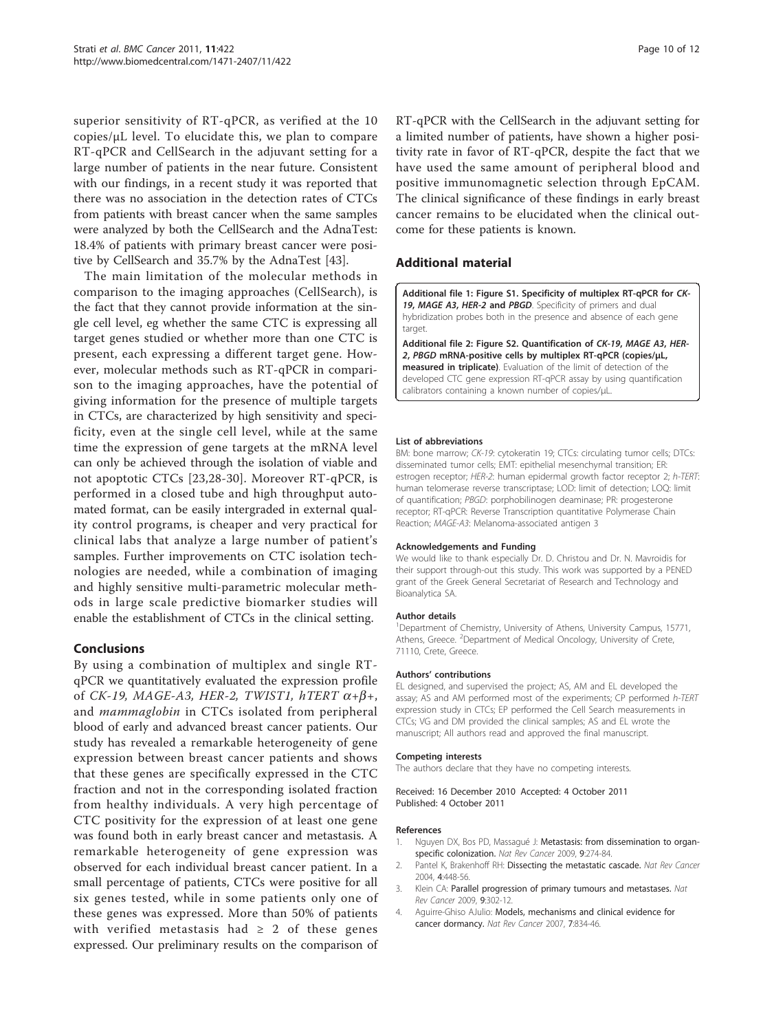superior sensitivity of RT-qPCR, as verified at the 10 copies/μL level. To elucidate this, we plan to compare RT-qPCR and CellSearch in the adjuvant setting for a large number of patients in the near future. Consistent with our findings, in a recent study it was reported that there was no association in the detection rates of CTCs from patients with breast cancer when the same samples were analyzed by both the CellSearch and the AdnaTest: 18.4% of patients with primary breast cancer were positive by CellSearch and 35.7% by the AdnaTest [43].

The main limitation of the molecular methods in comparison to the imaging approaches (CellSearch), is the fact that they cannot provide information at the single cell level, eg whether the same CTC is expressing all target genes studied or whether more than one CTC is present, each expressing a different target gene. However, molecular methods such as RT-qPCR in comparison to the imaging approaches, have the potential of giving information for the presence of multiple targets in CTCs, are characterized by high sensitivity and specificity, even at the single cell level, while at the same time the expression of gene targets at the mRNA level can only be achieved through the isolation of viable and not apoptotic CTCs [23,28-30]. Moreover RT-qPCR, is performed in a closed tube and high throughput automated format, can be easily intergraded in external quality control programs, is cheaper and very practical for clinical labs that analyze a large number of patient's samples. Further improvements on CTC isolation technologies are needed, while a combination of imaging and highly sensitive multi-parametric molecular methods in large scale predictive biomarker studies will enable the establishment of CTCs in the clinical setting.

## Conclusions

By using a combination of multiplex and single RT-qPCR we quantitatively evaluated the expression profile of *CK-19, MAGE-A3, HER-2, TWIST1, hTERT* $\alpha+\beta+$, and *mammaglobin* in CTCs isolated from peripheral blood of early and advanced breast cancer patients. Our study has revealed a remarkable heterogeneity of gene expression between breast cancer patients and shows that these genes are specifically expressed in the CTC fraction and not in the corresponding isolated fraction from healthy individuals. A very high percentage of CTC positivity for the expression of at least one gene was found both in early breast cancer and metastasis. A remarkable heterogeneity of gene expression was observed for each individual breast cancer patient. In a small percentage of patients, CTCs were positive for all six genes tested, while in some patients only one of these genes was expressed. More than 50% of patients with verified metastasis had $\geq 2$ of these genes expressed. Our preliminary results on the comparison of RT-qPCR with the CellSearch in the adjuvant setting for a limited number of patients, have shown a higher positivity rate in favor of RT-qPCR, despite the fact that we have used the same amount of peripheral blood and positive immunomagnetic selection through EpCAM. The clinical significance of these findings in early breast cancer remains to be elucidated when the clinical outcome for these patients is known.

## Additional material

**Additional file 1: Figure S1. Specificity of multiplex RT-qPCR for *CK-19, MAGE A3, HER-2* and *PBGD***. Specificity of primers and dual hybridization probes both in the presence and absence of each gene target.

**Additional file 2: Figure S2. Quantification of *CK-19, MAGE A3, HER-2, PBGD* mRNA-positive cells by multiplex RT-qPCR (copies/μL, measured in triplicate)**. Evaluation of the limit of detection of the developed CTC gene expression RT-qPCR assay by using quantification calibrators containing a known number of copies/μL.

#### List of abbreviations

BM: bone marrow; *CK-19*: cytokeratin 19; CTCs: circulating tumor cells; DTCs: disseminated tumor cells; EMT: epithelial mesenchymal transition; ER: estrogen receptor; *HER-2*: human epidermal growth factor receptor 2; *h-TERT*: human telomerase reverse transcriptase; LOD: limit of detection; LOQ: limit of quantification; *PBGD*: porphobilinogen deaminase; PR: progesterone receptor; RT-qPCR: Reverse Transcription quantitative Polymerase Chain Reaction; *MAGE-A3*: Melanoma-associated antigen 3

#### Acknowledgements and Funding

We would like to thank especially Dr. D. Christou and Dr. N. Mavroidis for their support through-out this study. This work was supported by a PENED grant of the Greek General Secretariat of Research and Technology and Bioanalytica SA.

#### Author details

[1]Department of Chemistry, University of Athens, University Campus, 15771, Athens, Greece. [2]Department of Medical Oncology, University of Crete, 71110, Crete, Greece.

#### Authors' contributions

EL designed, and supervised the project; AS, AM and EL developed the assay; AS and AM performed most of the experiments; CP performed *h-TERT* expression study in CTCs; EP performed the Cell Search measurements in CTCs; VG and DM provided the clinical samples; AS and EL wrote the manuscript; All authors read and approved the final manuscript.

#### Competing interests

The authors declare that they have no competing interests.

Received: 16 December 2010 Accepted: 4 October 2011
Published: 4 October 2011

#### References

1. Nguyen DX, Bos PD, Massagué J: **Metastasis: from dissemination to organ-specific colonization.** *Nat Rev Cancer* 2009, **9**:274-84.
2. Pantel K, Brakenhoff RH: **Dissecting the metastatic cascade.** *Nat Rev Cancer* 2004, **4**:448-56.
3. Klein CA: **Parallel progression of primary tumours and metastases.** *Nat Rev Cancer* 2009, **9**:302-12.
4. Aguirre-Ghiso AJulio: **Models, mechanisms and clinical evidence for cancer dormancy.** *Nat Rev Cancer* 2007, **7**:834-46.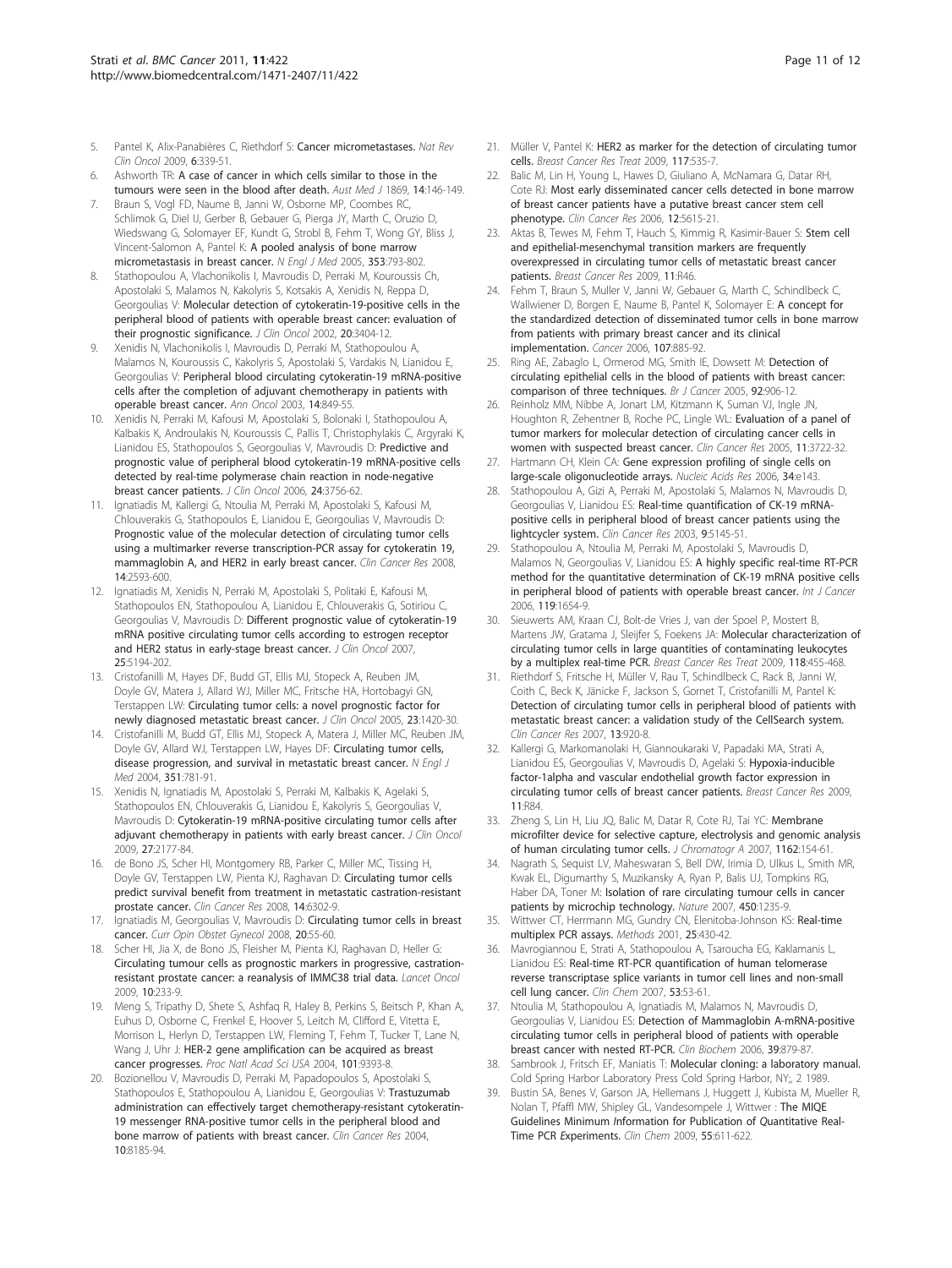5. Pantel K, Alix-Panabières C, Riethdorf S: **Cancer micrometastases.** *Nat Rev Clin Oncol* 2009, **6**:339-51.
6. Ashworth TR: **A case of cancer in which cells similar to those in the tumours were seen in the blood after death.** *Aust Med J* 1869, **14**:146-149.
7. Braun S, Vogl FD, Naume B, Janni W, Osborne MP, Coombes RC, Schlimok G, Diel IJ, Gerber B, Gebauer G, Pierga JY, Marth C, Oruzio D, Wiedswang G, Solomayer EF, Kundt G, Strobl B, Fehm T, Wong GY, Bliss J, Vincent-Salomon A, Pantel K: **A pooled analysis of bone marrow micrometastasis in breast cancer.** *N Engl J Med* 2005, **353**:793-802.
8. Stathopoulou A, Vlachonikolis I, Mavroudis D, Perraki M, Kouroussis Ch, Apostolaki S, Malamos N, Kakolyris S, Kotsakis A, Xenidis N, Reppa D, Georgoulias V: **Molecular detection of cytokeratin-19-positive cells in the peripheral blood of patients with operable breast cancer: evaluation of their prognostic significance.** *J Clin Oncol* 2002, **20**:3404-12.
9. Xenidis N, Vlachonikolis I, Mavroudis D, Perraki M, Stathopoulou A, Malamos N, Kouroussis C, Kakolyris S, Apostolaki S, Vardakis N, Lianidou E, Georgoulias V: **Peripheral blood circulating cytokeratin-19 mRNA-positive cells after the completion of adjuvant chemotherapy in patients with operable breast cancer.** *Ann Oncol* 2003, **14**:849-55.
10. Xenidis N, Perraki M, Kafousi M, Apostolaki S, Bolonaki I, Stathopoulou A, Kalbakis K, Androulakis N, Kouroussis C, Pallis T, Christophylakis C, Argyraki K, Lianidou ES, Stathopoulos S, Georgoulias V, Mavroudis D: **Predictive and prognostic value of peripheral blood cytokeratin-19 mRNA-positive cells detected by real-time polymerase chain reaction in node-negative breast cancer patients.** *J Clin Oncol* 2006, **24**:3756-62.
11. Ignatiadis M, Kallergi G, Ntoulia M, Perraki M, Apostolaki S, Kafousi M, Chlouverakis G, Stathopoulos E, Lianidou E, Georgoulias V, Mavroudis D: **Prognostic value of the molecular detection of circulating tumor cells using a multimarker reverse transcription-PCR assay for cytokeratin 19, mammaglobin A, and HER2 in early breast cancer.** *Clin Cancer Res* 2008, **14**:2593-600.
12. Ignatiadis M, Xenidis N, Perraki M, Apostolaki S, Politaki E, Kafousi M, Stathopoulos EN, Stathopoulou A, Lianidou E, Chlouverakis G, Sotiriou C, Georgoulias V, Mavroudis D: **Different prognostic value of cytokeratin-19 mRNA positive circulating tumor cells according to estrogen receptor and HER2 status in early-stage breast cancer.** *J Clin Oncol* 2007, **25**:5194-202.
13. Cristofanilli M, Hayes DF, Budd GT, Ellis MJ, Stopeck A, Reuben JM, Doyle GV, Matera J, Allard WJ, Miller MC, Fritsche HA, Hortobagyi GN, Terstappen LW: **Circulating tumor cells: a novel prognostic factor for newly diagnosed metastatic breast cancer.** *J Clin Oncol* 2005, **23**:1420-30.
14. Cristofanilli M, Budd GT, Ellis MJ, Stopeck A, Matera J, Miller MC, Reuben JM, Doyle GV, Allard WJ, Terstappen LW, Hayes DF: **Circulating tumor cells, disease progression, and survival in metastatic breast cancer.** *N Engl J Med* 2004, **351**:781-91.
15. Xenidis N, Ignatiadis M, Apostolaki S, Perraki M, Kalbakis K, Agelaki S, Stathopoulos EN, Chlouverakis G, Lianidou E, Kakolyris S, Georgoulias V, Mavroudis D: **Cytokeratin-19 mRNA-positive circulating tumor cells after adjuvant chemotherapy in patients with early breast cancer.** *J Clin Oncol* 2009, **27**:2177-84.
16. de Bono JS, Scher HI, Montgomery RB, Parker C, Miller MC, Tissing H, Doyle GV, Terstappen LW, Pienta KJ, Raghavan D: **Circulating tumor cells predict survival benefit from treatment in metastatic castration-resistant prostate cancer.** *Clin Cancer Res* 2008, **14**:6302-9.
17. Ignatiadis M, Georgoulias V, Mavroudis D: **Circulating tumor cells in breast cancer.** *Curr Opin Obstet Gynecol* 2008, **20**:55-60.
18. Scher HI, Jia X, de Bono JS, Fleisher M, Pienta KJ, Raghavan D, Heller G: **Circulating tumour cells as prognostic markers in progressive, castration-resistant prostate cancer: a reanalysis of IMMC38 trial data.** *Lancet Oncol* 2009, **10**:233-9.
19. Meng S, Tripathy D, Shete S, Ashfaq R, Haley B, Perkins S, Beitsch P, Khan A, Euhus D, Osborne C, Frenkel E, Hoover S, Leitch M, Clifford E, Vitetta E, Morrison L, Herlyn D, Terstappen LW, Fleming T, Fehm T, Tucker T, Lane N, Wang J, Uhr J: **HER-2 gene amplification can be acquired as breast cancer progresses.** *Proc Natl Acad Sci USA* 2004, **101**:9393-8.
20. Bozionellou V, Mavroudis D, Perraki M, Papadopoulos S, Apostolaki S, Stathopoulos E, Stathopoulou A, Lianidou E, Georgoulias V: **Trastuzumab administration can effectively target chemotherapy-resistant cytokeratin-19 messenger RNA-positive tumor cells in the peripheral blood and bone marrow of patients with breast cancer.** *Clin Cancer Res* 2004, **10**:8185-94.
21. Müller V, Pantel K: **HER2 as marker for the detection of circulating tumor cells.** *Breast Cancer Res Treat* 2009, **117**:535-7.
22. Balic M, Lin H, Young L, Hawes D, Giuliano A, McNamara G, Datar RH, Cote RJ: **Most early disseminated cancer cells detected in bone marrow of breast cancer patients have a putative breast cancer stem cell phenotype.** *Clin Cancer Res* 2006, **12**:5615-21.
23. Aktas B, Tewes M, Fehm T, Hauch S, Kimmig R, Kasimir-Bauer S: **Stem cell and epithelial-mesenchymal transition markers are frequently overexpressed in circulating tumor cells of metastatic breast cancer patients.** *Breast Cancer Res* 2009, **11**:R46.
24. Fehm T, Braun S, Muller V, Janni W, Gebauer G, Marth C, Schindlbeck C, Wallwiener D, Borgen E, Naume B, Pantel K, Solomayer E: **A concept for the standardized detection of disseminated tumor cells in bone marrow from patients with primary breast cancer and its clinical implementation.** *Cancer* 2006, **107**:885-92.
25. Ring AE, Zabaglo L, Ormerod MG, Smith IE, Dowsett M: **Detection of circulating epithelial cells in the blood of patients with breast cancer: comparison of three techniques.** *Br J Cancer* 2005, **92**:906-12.
26. Reinholz MM, Nibbe A, Jonart LM, Kitzmann K, Suman VJ, Ingle JN, Houghton R, Zehentner B, Roche PC, Lingle WL: **Evaluation of a panel of tumor markers for molecular detection of circulating cancer cells in women with suspected breast cancer.** *Clin Cancer Res* 2005, **11**:3722-32.
27. Hartmann CH, Klein CA: **Gene expression profiling of single cells on large-scale oligonucleotide arrays.** *Nucleic Acids Res* 2006, **34**:e143.
28. Stathopoulou A, Gizi A, Perraki M, Apostolaki S, Malamos N, Mavroudis D, Georgoulias V, Lianidou ES: **Real-time quantification of CK-19 mRNA-positive cells in peripheral blood of breast cancer patients using the lightcycler system.** *Clin Cancer Res* 2003, **9**:5145-51.
29. Stathopoulou A, Ntoulia M, Perraki M, Apostolaki S, Mavroudis D, Malamos N, Georgoulias V, Lianidou ES: **A highly specific real-time RT-PCR method for the quantitative determination of CK-19 mRNA positive cells in peripheral blood of patients with operable breast cancer.** *Int J Cancer* 2006, **119**:1654-9.
30. Sieuwerts AM, Kraan CJ, Bolt-de Vries J, van der Spoel P, Mostert B, Martens JW, Gratama J, Sleijfer S, Foekens JA: **Molecular characterization of circulating tumor cells in large quantities of contaminating leukocytes by a multiplex real-time PCR.** *Breast Cancer Res Treat* 2009, **118**:455-468.
31. Riethdorf S, Fritsche H, Müller V, Rau T, Schindlbeck C, Rack B, Janni W, Coith C, Beck K, Jänicke F, Jackson S, Gornet T, Cristofanilli M, Pantel K: **Detection of circulating tumor cells in peripheral blood of patients with metastatic breast cancer: a validation study of the CellSearch system.** *Clin Cancer Res* 2007, **13**:920-8.
32. Kallergi G, Markomanolaki H, Giannoukaraki V, Papadaki MA, Strati A, Lianidou ES, Georgoulias V, Mavroudis D, Agelaki S: **Hypoxia-inducible factor-1alpha and vascular endothelial growth factor expression in circulating tumor cells of breast cancer patients.** *Breast Cancer Res* 2009, **11**:R84.
33. Zheng S, Lin H, Liu JQ, Balic M, Datar R, Cote RJ, Tai YC: **Membrane microfilter device for selective capture, electrolysis and genomic analysis of human circulating tumor cells.** *J Chromatogr A* 2007, **1162**:154-61.
34. Nagrath S, Sequist LV, Maheswaran S, Bell DW, Irimia D, Ulkus L, Smith MR, Kwak EL, Digumarthy S, Muzikansky A, Ryan P, Balis UJ, Tompkins RG, Haber DA, Toner M: **Isolation of rare circulating tumour cells in cancer patients by microchip technology.** *Nature* 2007, **450**:1235-9.
35. Wittwer CT, Herrmann MG, Gundry CN, Elenitoba-Johnson KS: **Real-time multiplex PCR assays.** *Methods* 2001, **25**:430-42.
36. Mavrogiannou E, Strati A, Stathopoulou A, Tsaroucha EG, Kaklamanis L, Lianidou ES: **Real-time RT-PCR quantification of human telomerase reverse transcriptase splice variants in tumor cell lines and non-small cell lung cancer.** *Clin Chem* 2007, **53**:53-61.
37. Ntoulia M, Stathopoulou A, Ignatiadis M, Malamos N, Mavroudis D, Georgoulias V, Lianidou ES: **Detection of Mammaglobin A-mRNA-positive circulating tumor cells in peripheral blood of patients with operable breast cancer with nested RT-PCR.** *Clin Biochem* 2006, **39**:879-87.
38. Sambrook J, Fritsch EF, Maniatis T: **Molecular cloning: a laboratory manual.** Cold Spring Harbor Laboratory Press Cold Spring Harbor, NY;, 2 1989.
39. Bustin SA, Benes V, Garson JA, Hellemans J, Huggett J, Kubista M, Mueller R, Nolan T, Pfaffl MW, Shipley GL, Vandesompele J, Wittwer : **The MIQE Guidelines Minimum Information for Publication of Quantitative Real-Time PCR Experiments.** *Clin Chem* 2009, **55**:611-622.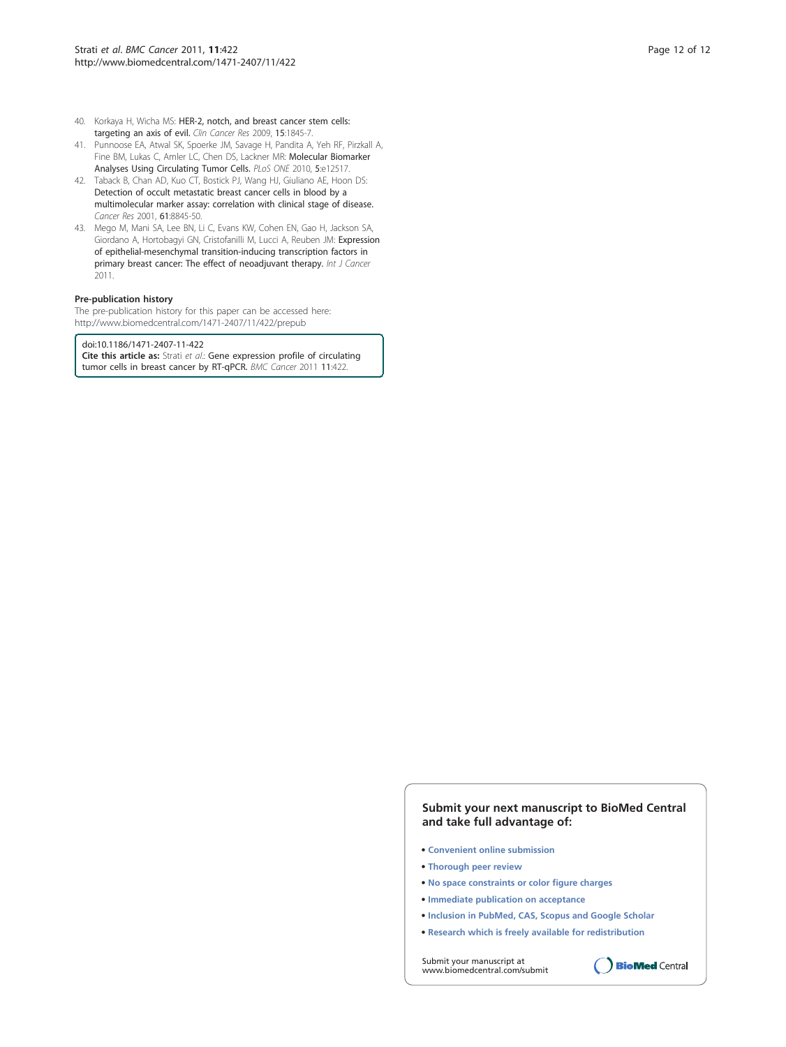40. Korkaya H, Wicha MS: **HER-2, notch, and breast cancer stem cells: targeting an axis of evil.** *Clin Cancer Res* 2009, **15**:1845-7.
41. Punnoose EA, Atwal SK, Spoerke JM, Savage H, Pandita A, Yeh RF, Pirzkall A, Fine BM, Lukas C, Amler LC, Chen DS, Lackner MR: **Molecular Biomarker Analyses Using Circulating Tumor Cells.** *PLoS ONE* 2010, **5**:e12517.
42. Taback B, Chan AD, Kuo CT, Bostick PJ, Wang HJ, Giuliano AE, Hoon DS: **Detection of occult metastatic breast cancer cells in blood by a multimolecular marker assay: correlation with clinical stage of disease.** *Cancer Res* 2001, **61**:8845-50.
43. Mego M, Mani SA, Lee BN, Li C, Evans KW, Cohen EN, Gao H, Jackson SA, Giordano A, Hortobagyi GN, Cristofanilli M, Lucci A, Reuben JM: **Expression of epithelial-mesenchymal transition-inducing transcription factors in primary breast cancer: The effect of neoadjuvant therapy.** *Int J Cancer* 2011.

**Pre-publication history**

The pre-publication history for this paper can be accessed here: http://www.biomedcentral.com/1471-2407/11/422/prepub

doi:10.1186/1471-2407-11-422

**Cite this article as:** Strati *et al.*: Gene expression profile of circulating tumor cells in breast cancer by RT-qPCR. *BMC Cancer* 2011 **11**:422.

**Submit your next manuscript to BioMed Central and take full advantage of:**

- **Convenient online submission**
- **Thorough peer review**
- **No space constraints or color figure charges**
- **Immediate publication on acceptance**
- **Inclusion in PubMed, CAS, Scopus and Google Scholar**
- **Research which is freely available for redistribution**

Submit your manuscript at www.biomedcentral.com/submit

BioMed Central